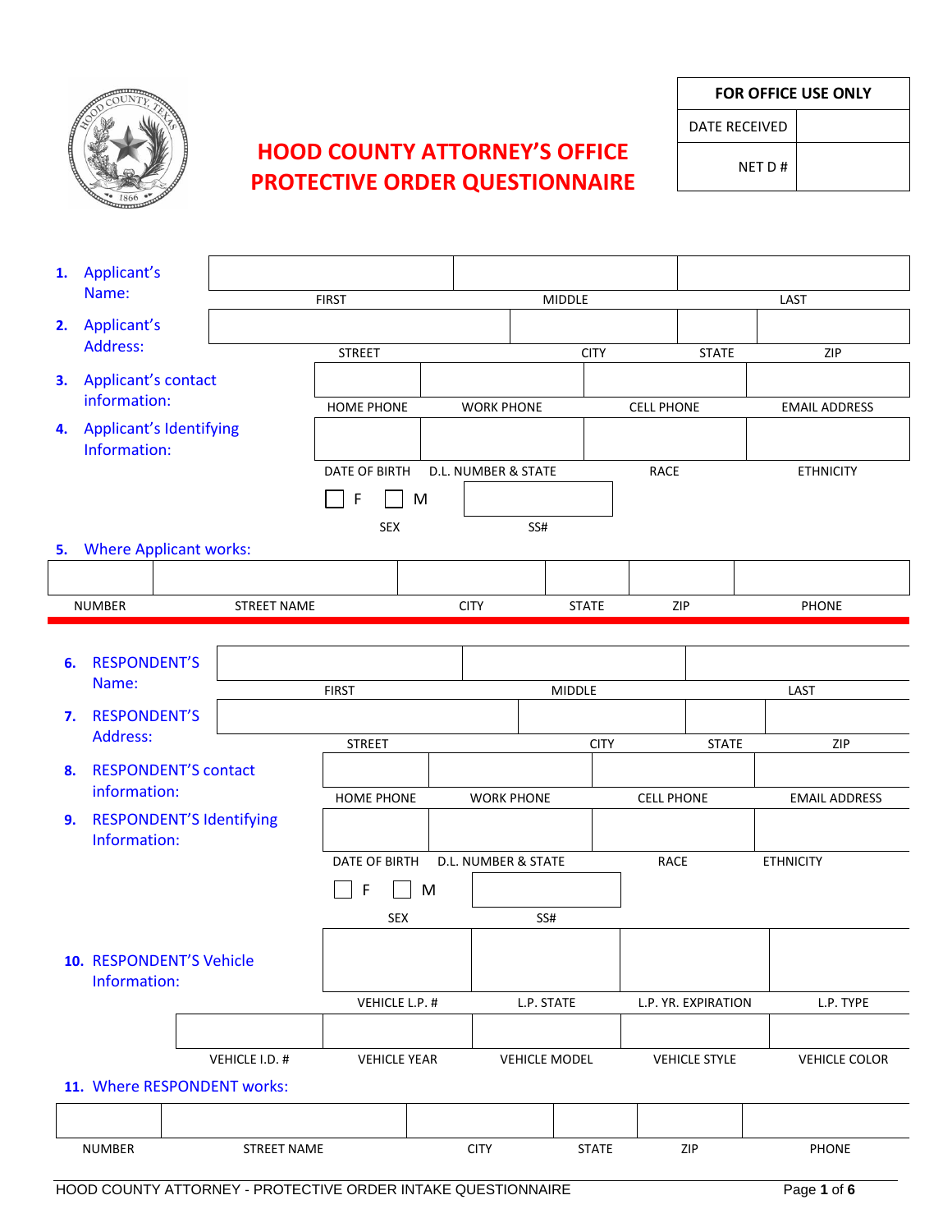# HOOD COUNTY ATTORNEY'S OFFICE
# PROTECTIVE ORDER QUESTIONNAIRE

| FOR OFFICE USE ONLY | |
|---|---|
| DATE RECEIVED | |
| NET D # | |

**1. Applicant's Name:**

| | | |
|---|---|---|
| FIRST | MIDDLE | LAST |

**2. Applicant's Address:**

| | | | |
|---|---|---|---|
| STREET | CITY | STATE | ZIP |

**3. Applicant's contact information:**

| | | | |
|---|---|---|---|
| HOME PHONE | WORK PHONE | CELL PHONE | EMAIL ADDRESS |

**4. Applicant's Identifying Information:**

| | | | |
|---|---|---|---|
| DATE OF BIRTH | D.L. NUMBER & STATE | RACE | ETHNICITY |

☐ F ☐ M
SEX

SS#

**5. Where Applicant works:**

| | | | | | |
|---|---|---|---|---|---|
| NUMBER | STREET NAME | CITY | STATE | ZIP | PHONE |

---

**6. RESPONDENT'S Name:**

| | | |
|---|---|---|
| FIRST | MIDDLE | LAST |

**7. RESPONDENT'S Address:**

| | | | |
|---|---|---|---|
| STREET | CITY | STATE | ZIP |

**8. RESPONDENT'S contact information:**

| | | | |
|---|---|---|---|
| HOME PHONE | WORK PHONE | CELL PHONE | EMAIL ADDRESS |

**9. RESPONDENT'S Identifying Information:**

| | | | |
|---|---|---|---|
| DATE OF BIRTH | D.L. NUMBER & STATE | RACE | ETHNICITY |

☐ F ☐ M
SEX

SS#

**10. RESPONDENT'S Vehicle Information:**

| | | | |
|---|---|---|---|
| VEHICLE L.P. # | L.P. STATE | L.P. YR. EXPIRATION | L.P. TYPE |

| | | | | |
|---|---|---|---|---|
| VEHICLE I.D. # | VEHICLE YEAR | VEHICLE MODEL | VEHICLE STYLE | VEHICLE COLOR |

**11. Where RESPONDENT works:**

| | | | | | |
|---|---|---|---|---|---|
| NUMBER | STREET NAME | CITY | STATE | ZIP | PHONE |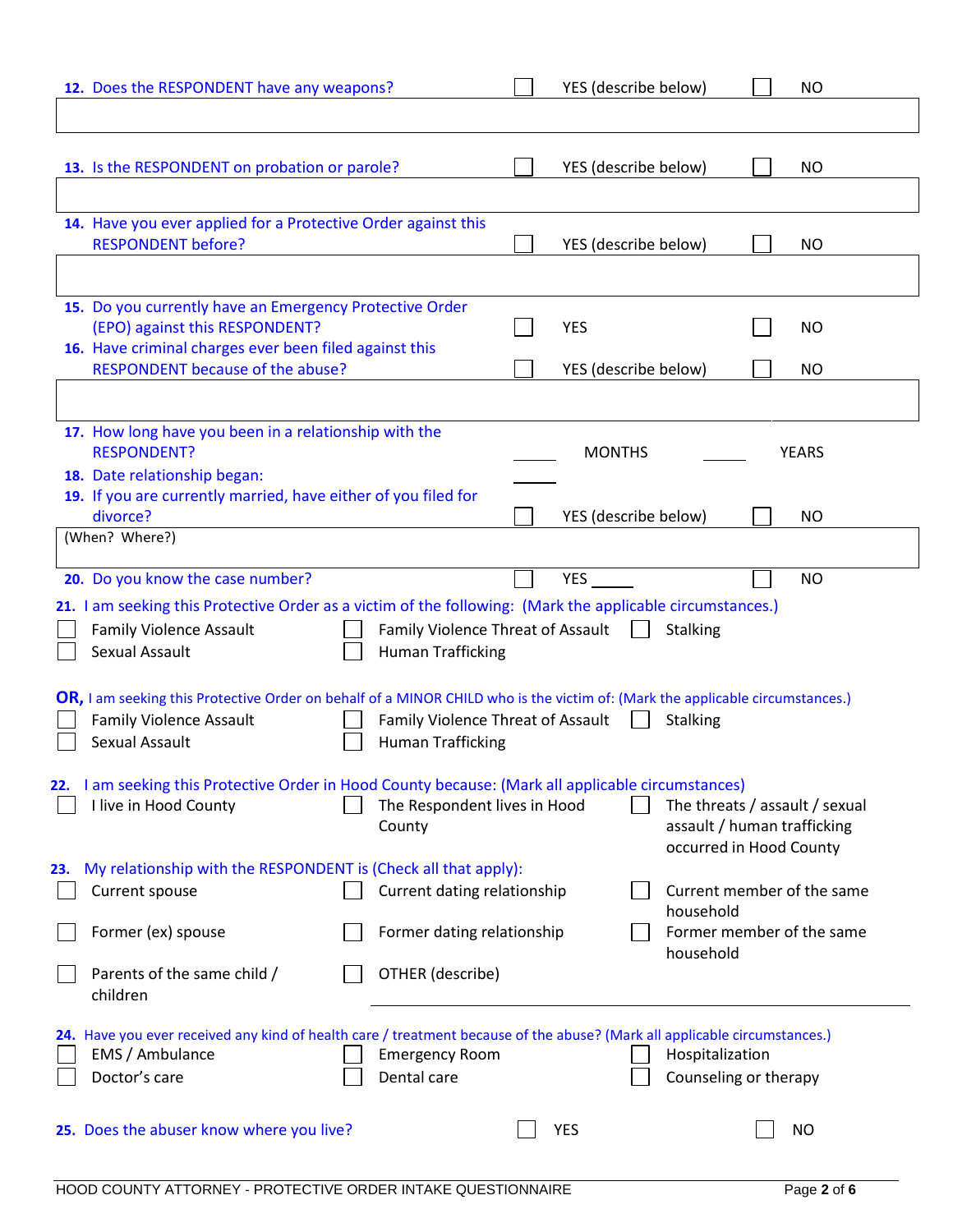**12.** Does the RESPONDENT have any weapons? ☐ YES (describe below) ☐ NO

______________________________________________

**13.** Is the RESPONDENT on probation or parole? ☐ YES (describe below) ☐ NO

______________________________________________

**14.** Have you ever applied for a Protective Order against this RESPONDENT before? ☐ YES (describe below) ☐ NO

______________________________________________

**15.** Do you currently have an Emergency Protective Order (EPO) against this RESPONDENT? ☐ YES ☐ NO

**16.** Have criminal charges ever been filed against this RESPONDENT because of the abuse? ☐ YES (describe below) ☐ NO

______________________________________________

**17.** How long have you been in a relationship with the RESPONDENT? _____ MONTHS _____ YEARS

**18.** Date relationship began: _____

**19.** If you are currently married, have either of you filed for divorce? ☐ YES (describe below) ☐ NO

(When? Where?)

______________________________________________

**20.** Do you know the case number? ☐ YES _____ ☐ NO

**21.** I am seeking this Protective Order as a victim of the following: (Mark the applicable circumstances.)

☐ Family Violence Assault ☐ Family Violence Threat of Assault ☐ Stalking
☐ Sexual Assault ☐ Human Trafficking

**OR,** I am seeking this Protective Order on behalf of a MINOR CHILD who is the victim of: (Mark the applicable circumstances.)

☐ Family Violence Assault ☐ Family Violence Threat of Assault ☐ Stalking
☐ Sexual Assault ☐ Human Trafficking

**22.** I am seeking this Protective Order in Hood County because: (Mark all applicable circumstances)

☐ I live in Hood County ☐ The Respondent lives in Hood County ☐ The threats / assault / sexual assault / human trafficking occurred in Hood County

**23.** My relationship with the RESPONDENT is (Check all that apply):

☐ Current spouse ☐ Current dating relationship ☐ Current member of the same household
☐ Former (ex) spouse ☐ Former dating relationship ☐ Former member of the same household
☐ Parents of the same child / children ☐ OTHER (describe) ______________________

**24.** Have you ever received any kind of health care / treatment because of the abuse? (Mark all applicable circumstances.)

☐ EMS / Ambulance ☐ Emergency Room ☐ Hospitalization
☐ Doctor's care ☐ Dental care ☐ Counseling or therapy

**25.** Does the abuser know where you live? ☐ YES ☐ NO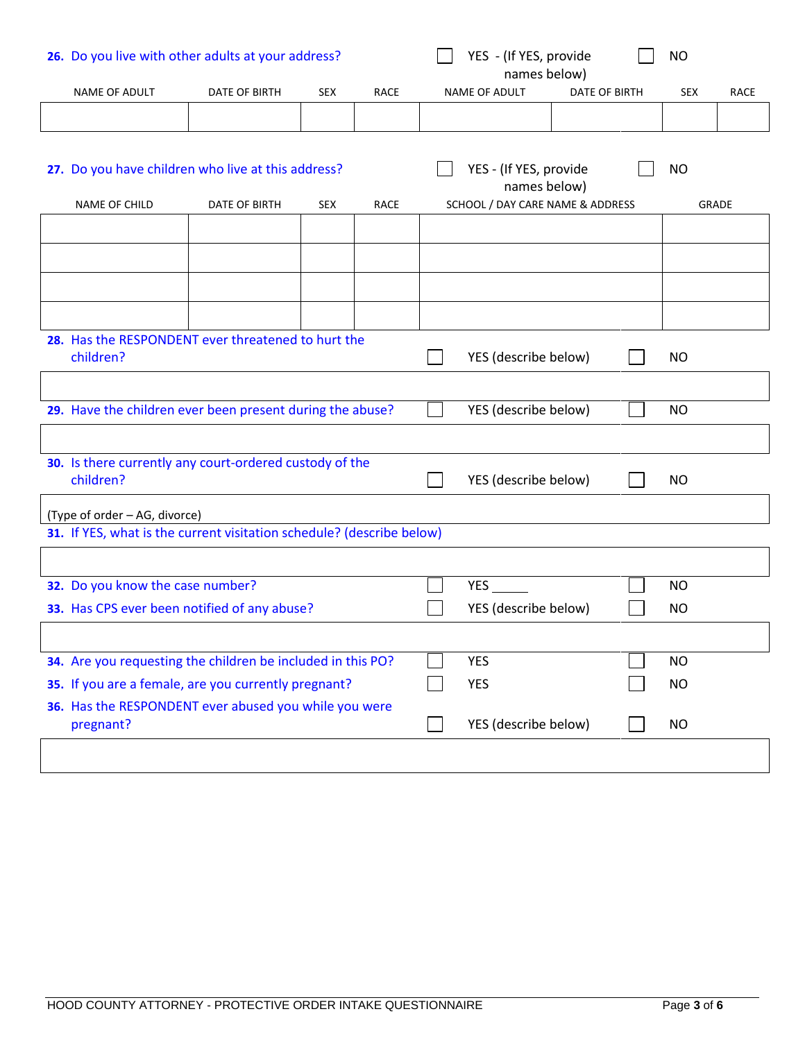**26.** Do you live with other adults at your address? ☐ YES - (If YES, provide names below) ☐ NO

| NAME OF ADULT | DATE OF BIRTH | SEX | RACE | NAME OF ADULT | DATE OF BIRTH | SEX | RACE |
|---|---|---|---|---|---|---|---|
| | | | | | | | |

**27.** Do you have children who live at this address? ☐ YES - (If YES, provide names below) ☐ NO

| NAME OF CHILD | DATE OF BIRTH | SEX | RACE | SCHOOL / DAY CARE NAME & ADDRESS | GRADE |
|---|---|---|---|---|---|
| | | | | | |
| | | | | | |
| | | | | | |
| | | | | | |

**28.** Has the RESPONDENT ever threatened to hurt the children? ☐ YES (describe below) ☐ NO

&nbsp;

**29.** Have the children ever been present during the abuse? ☐ YES (describe below) ☐ NO

&nbsp;

**30.** Is there currently any court-ordered custody of the children? ☐ YES (describe below) ☐ NO

(Type of order – AG, divorce)

**31.** If YES, what is the current visitation schedule? (describe below)

&nbsp;

**32.** Do you know the case number? ☐ YES \_\_\_\_\_\_ ☐ NO

**33.** Has CPS ever been notified of any abuse? ☐ YES (describe below) ☐ NO

&nbsp;

**34.** Are you requesting the children be included in this PO? ☐ YES ☐ NO

**35.** If you are a female, are you currently pregnant? ☐ YES ☐ NO

**36.** Has the RESPONDENT ever abused you while you were pregnant? ☐ YES (describe below) ☐ NO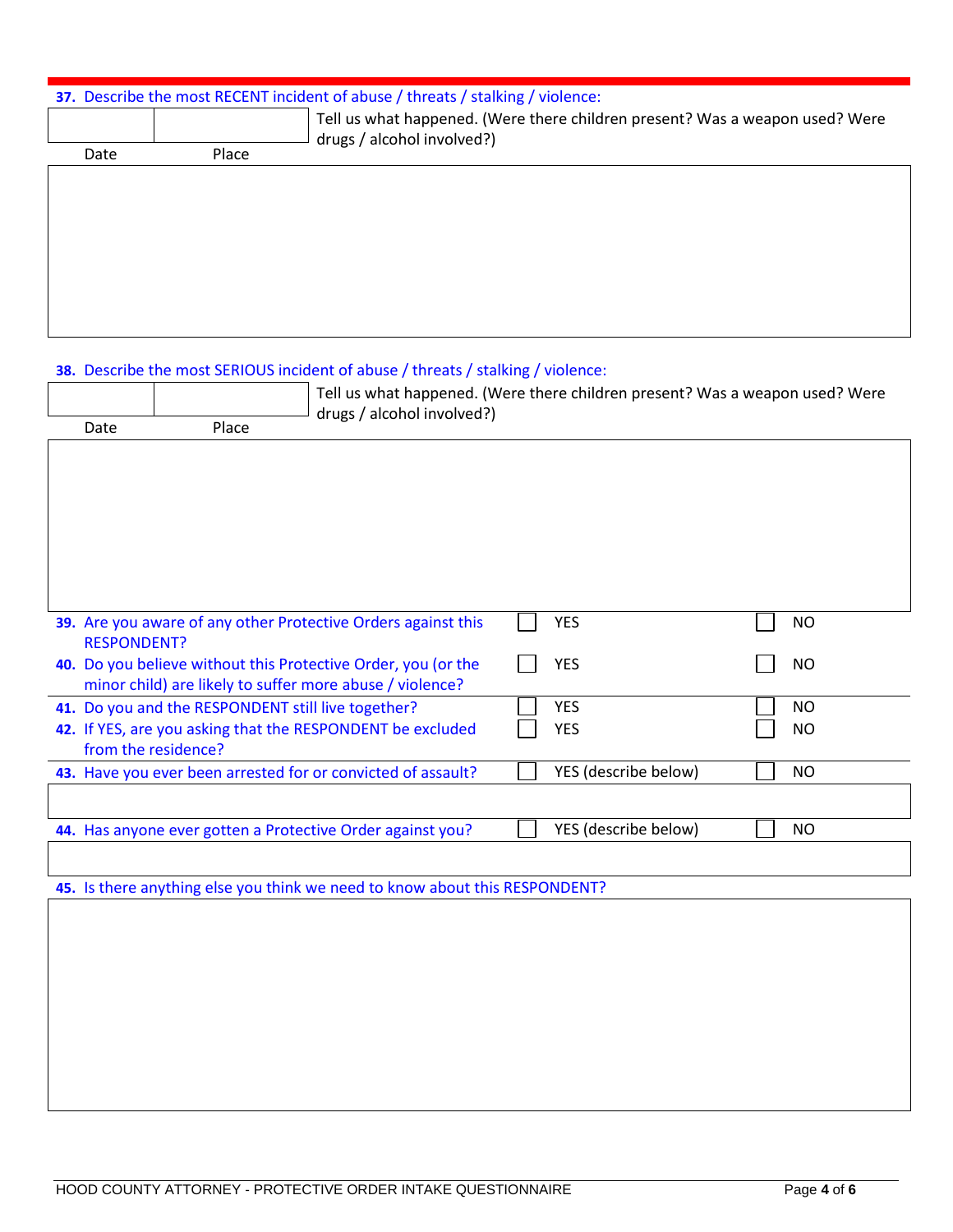**37. Describe the most RECENT incident of abuse / threats / stalking / violence:**

| Date | Place |
|---|---|
| | |

Tell us what happened. (Were there children present? Was a weapon used? Were drugs / alcohol involved?)

**38. Describe the most SERIOUS incident of abuse / threats / stalking / violence:**

| Date | Place |
|---|---|
| | |

Tell us what happened. (Were there children present? Was a weapon used? Were drugs / alcohol involved?)

| Question | | |
|---|---|---|
| **39.** Are you aware of any other Protective Orders against this RESPONDENT? | ☐ YES | ☐ NO |
| **40.** Do you believe without this Protective Order, you (or the minor child) are likely to suffer more abuse / violence? | ☐ YES | ☐ NO |
| **41.** Do you and the RESPONDENT still live together? | ☐ YES | ☐ NO |
| **42.** If YES, are you asking that the RESPONDENT be excluded from the residence? | ☐ YES | ☐ NO |
| **43.** Have you ever been arrested for or convicted of assault? | ☐ YES (describe below) | ☐ NO |
| **44.** Has anyone ever gotten a Protective Order against you? | ☐ YES (describe below) | ☐ NO |

**45. Is there anything else you think we need to know about this RESPONDENT?**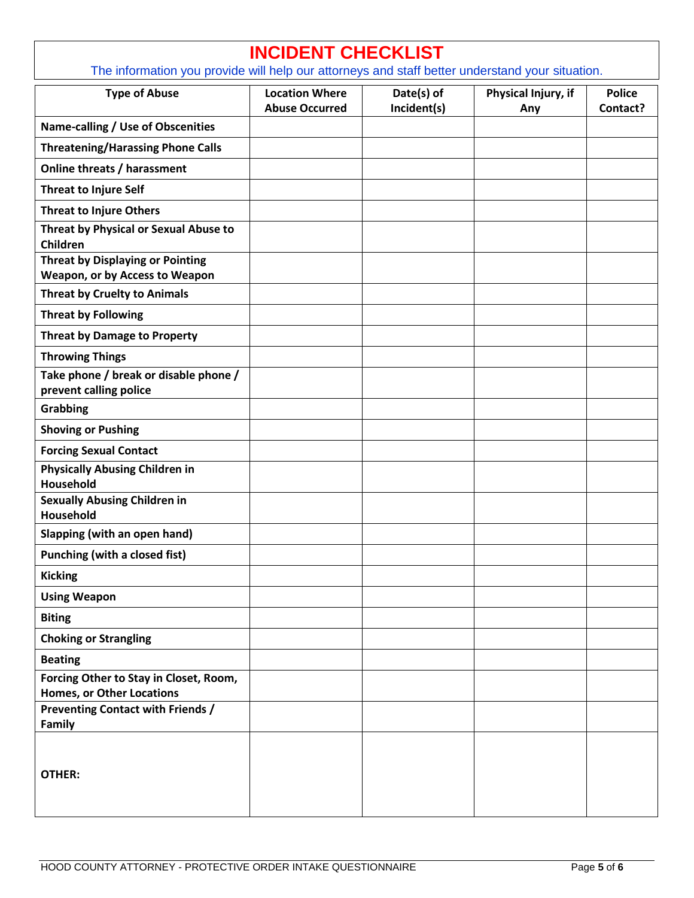# INCIDENT CHECKLIST

The information you provide will help our attorneys and staff better understand your situation.

| Type of Abuse | Location Where Abuse Occurred | Date(s) of Incident(s) | Physical Injury, if Any | Police Contact? |
|---|---|---|---|---|
| **Name-calling / Use of Obscenities** | | | | |
| **Threatening/Harassing Phone Calls** | | | | |
| **Online threats / harassment** | | | | |
| **Threat to Injure Self** | | | | |
| **Threat to Injure Others** | | | | |
| **Threat by Physical or Sexual Abuse to Children** | | | | |
| **Threat by Displaying or Pointing Weapon, or by Access to Weapon** | | | | |
| **Threat by Cruelty to Animals** | | | | |
| **Threat by Following** | | | | |
| **Threat by Damage to Property** | | | | |
| **Throwing Things** | | | | |
| **Take phone / break or disable phone / prevent calling police** | | | | |
| **Grabbing** | | | | |
| **Shoving or Pushing** | | | | |
| **Forcing Sexual Contact** | | | | |
| **Physically Abusing Children in Household** | | | | |
| **Sexually Abusing Children in Household** | | | | |
| **Slapping (with an open hand)** | | | | |
| **Punching (with a closed fist)** | | | | |
| **Kicking** | | | | |
| **Using Weapon** | | | | |
| **Biting** | | | | |
| **Choking or Strangling** | | | | |
| **Beating** | | | | |
| **Forcing Other to Stay in Closet, Room, Homes, or Other Locations** | | | | |
| **Preventing Contact with Friends / Family** | | | | |
| **OTHER:** | | | | |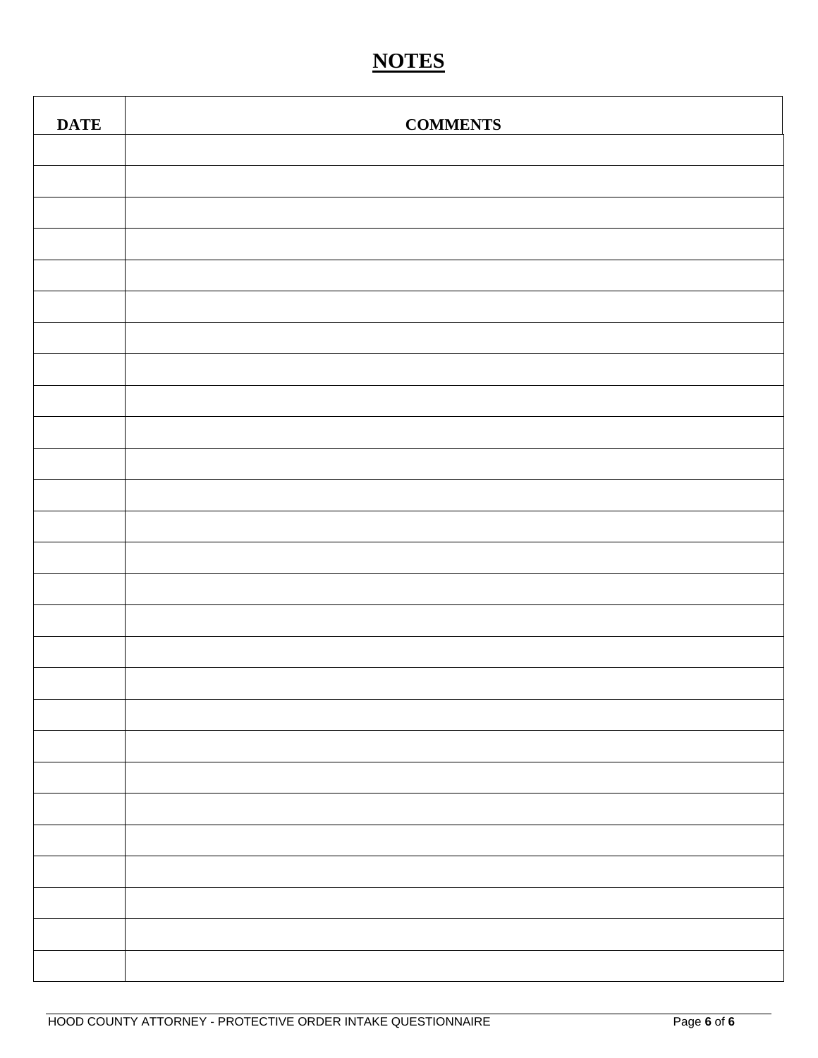# NOTES

| DATE | COMMENTS |
|---|---|
| | |
| | |
| | |
| | |
| | |
| | |
| | |
| | |
| | |
| | |
| | |
| | |
| | |
| | |
| | |
| | |
| | |
| | |
| | |
| | |
| | |
| | |
| | |
| | |
| | |
| | |
| | |
| | |